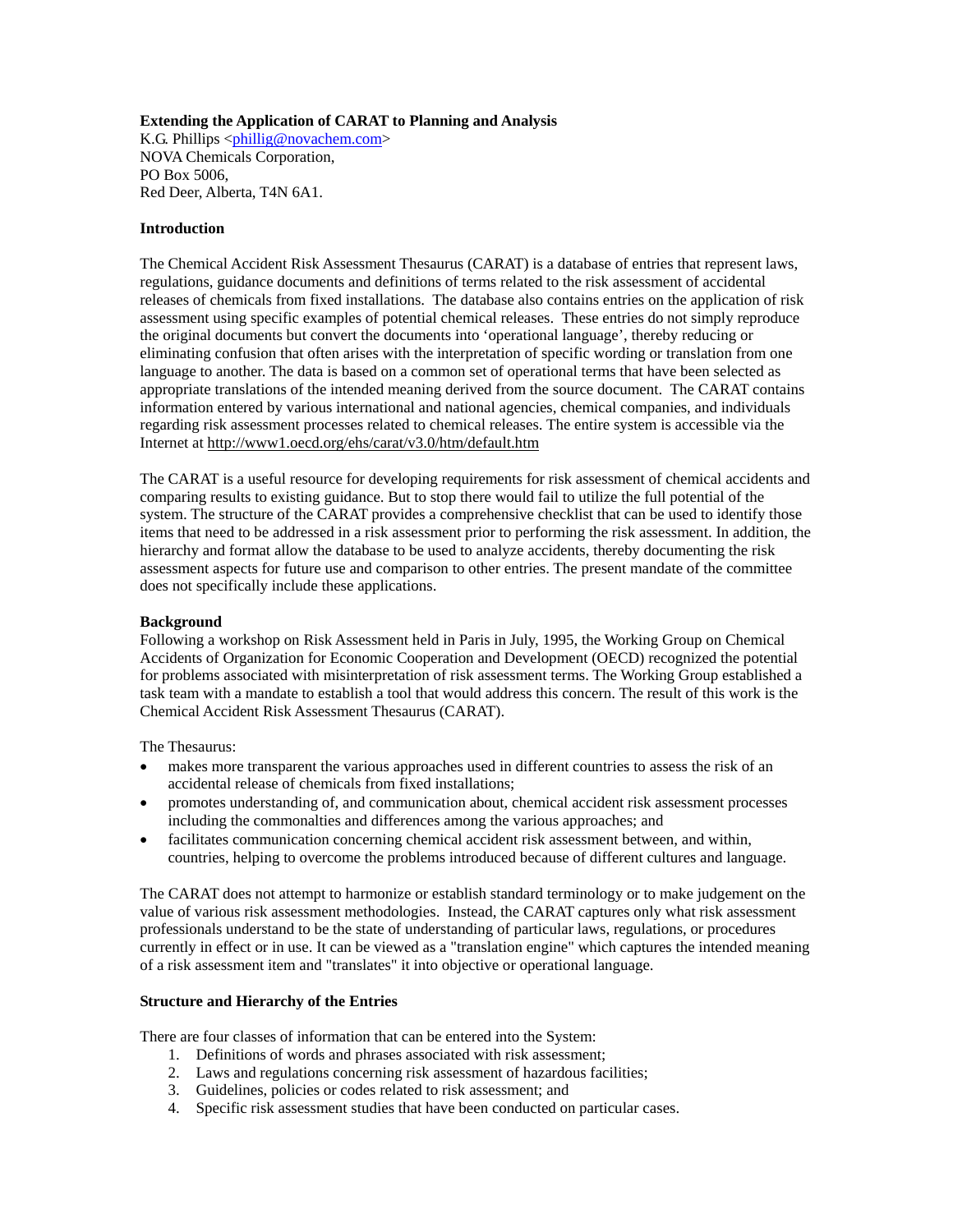# Extending the Application of CARAT to Planning and Analysis

K.G. Phillips <phillig@novachem.com>
NOVA Chemicals Corporation,
PO Box 5006,
Red Deer, Alberta, T4N 6A1.

## Introduction

The Chemical Accident Risk Assessment Thesaurus (CARAT) is a database of entries that represent laws, regulations, guidance documents and definitions of terms related to the risk assessment of accidental releases of chemicals from fixed installations. The database also contains entries on the application of risk assessment using specific examples of potential chemical releases. These entries do not simply reproduce the original documents but convert the documents into 'operational language', thereby reducing or eliminating confusion that often arises with the interpretation of specific wording or translation from one language to another. The data is based on a common set of operational terms that have been selected as appropriate translations of the intended meaning derived from the source document. The CARAT contains information entered by various international and national agencies, chemical companies, and individuals regarding risk assessment processes related to chemical releases. The entire system is accessible via the Internet at http://www1.oecd.org/ehs/carat/v3.0/htm/default.htm

The CARAT is a useful resource for developing requirements for risk assessment of chemical accidents and comparing results to existing guidance. But to stop there would fail to utilize the full potential of the system. The structure of the CARAT provides a comprehensive checklist that can be used to identify those items that need to be addressed in a risk assessment prior to performing the risk assessment. In addition, the hierarchy and format allow the database to be used to analyze accidents, thereby documenting the risk assessment aspects for future use and comparison to other entries. The present mandate of the committee does not specifically include these applications.

## Background

Following a workshop on Risk Assessment held in Paris in July, 1995, the Working Group on Chemical Accidents of Organization for Economic Cooperation and Development (OECD) recognized the potential for problems associated with misinterpretation of risk assessment terms. The Working Group established a task team with a mandate to establish a tool that would address this concern. The result of this work is the Chemical Accident Risk Assessment Thesaurus (CARAT).

The Thesaurus:

- makes more transparent the various approaches used in different countries to assess the risk of an accidental release of chemicals from fixed installations;
- promotes understanding of, and communication about, chemical accident risk assessment processes including the commonalties and differences among the various approaches; and
- facilitates communication concerning chemical accident risk assessment between, and within, countries, helping to overcome the problems introduced because of different cultures and language.

The CARAT does not attempt to harmonize or establish standard terminology or to make judgement on the value of various risk assessment methodologies. Instead, the CARAT captures only what risk assessment professionals understand to be the state of understanding of particular laws, regulations, or procedures currently in effect or in use. It can be viewed as a "translation engine" which captures the intended meaning of a risk assessment item and "translates" it into objective or operational language.

## Structure and Hierarchy of the Entries

There are four classes of information that can be entered into the System:

1. Definitions of words and phrases associated with risk assessment;
2. Laws and regulations concerning risk assessment of hazardous facilities;
3. Guidelines, policies or codes related to risk assessment; and
4. Specific risk assessment studies that have been conducted on particular cases.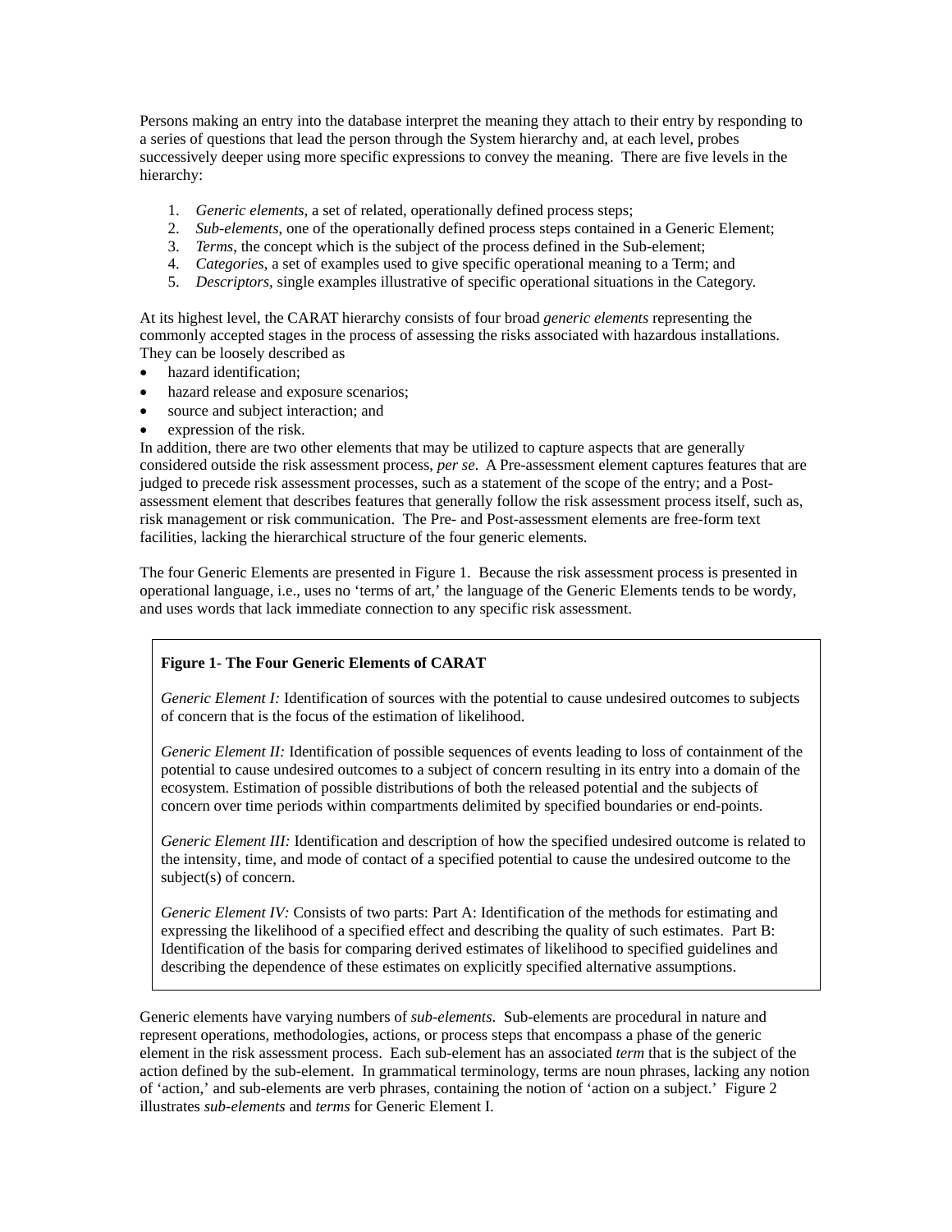Persons making an entry into the database interpret the meaning they attach to their entry by responding to a series of questions that lead the person through the System hierarchy and, at each level, probes successively deeper using more specific expressions to convey the meaning. There are five levels in the hierarchy:

1. *Generic elements*, a set of related, operationally defined process steps;
2. *Sub-elements*, one of the operationally defined process steps contained in a Generic Element;
3. *Terms*, the concept which is the subject of the process defined in the Sub-element;
4. *Categories*, a set of examples used to give specific operational meaning to a Term; and
5. *Descriptors*, single examples illustrative of specific operational situations in the Category.

At its highest level, the CARAT hierarchy consists of four broad *generic elements* representing the commonly accepted stages in the process of assessing the risks associated with hazardous installations. They can be loosely described as

- hazard identification;
- hazard release and exposure scenarios;
- source and subject interaction; and
- expression of the risk.

In addition, there are two other elements that may be utilized to capture aspects that are generally considered outside the risk assessment process, *per se*. A Pre-assessment element captures features that are judged to precede risk assessment processes, such as a statement of the scope of the entry; and a Post-assessment element that describes features that generally follow the risk assessment process itself, such as, risk management or risk communication. The Pre- and Post-assessment elements are free-form text facilities, lacking the hierarchical structure of the four generic elements.

The four Generic Elements are presented in Figure 1. Because the risk assessment process is presented in operational language, i.e., uses no 'terms of art,' the language of the Generic Elements tends to be wordy, and uses words that lack immediate connection to any specific risk assessment.

**Figure 1- The Four Generic Elements of CARAT**

*Generic Element I:* Identification of sources with the potential to cause undesired outcomes to subjects of concern that is the focus of the estimation of likelihood.

*Generic Element II:* Identification of possible sequences of events leading to loss of containment of the potential to cause undesired outcomes to a subject of concern resulting in its entry into a domain of the ecosystem. Estimation of possible distributions of both the released potential and the subjects of concern over time periods within compartments delimited by specified boundaries or end-points.

*Generic Element III:* Identification and description of how the specified undesired outcome is related to the intensity, time, and mode of contact of a specified potential to cause the undesired outcome to the subject(s) of concern.

*Generic Element IV:* Consists of two parts: Part A: Identification of the methods for estimating and expressing the likelihood of a specified effect and describing the quality of such estimates. Part B: Identification of the basis for comparing derived estimates of likelihood to specified guidelines and describing the dependence of these estimates on explicitly specified alternative assumptions.

Generic elements have varying numbers of *sub-elements*. Sub-elements are procedural in nature and represent operations, methodologies, actions, or process steps that encompass a phase of the generic element in the risk assessment process. Each sub-element has an associated *term* that is the subject of the action defined by the sub-element. In grammatical terminology, terms are noun phrases, lacking any notion of 'action,' and sub-elements are verb phrases, containing the notion of 'action on a subject.' Figure 2 illustrates *sub-elements* and *terms* for Generic Element I.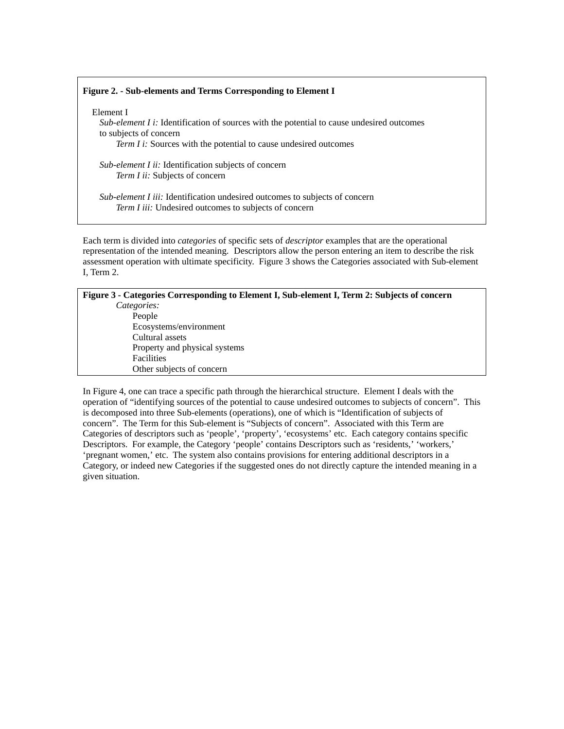**Figure 2. - Sub-elements and Terms Corresponding to Element I**

Element I

*Sub-element I i:* Identification of sources with the potential to cause undesired outcomes to subjects of concern

*Term I i:* Sources with the potential to cause undesired outcomes

*Sub-element I ii:* Identification subjects of concern

*Term I ii:* Subjects of concern

*Sub-element I iii:* Identification undesired outcomes to subjects of concern

*Term I iii:* Undesired outcomes to subjects of concern

Each term is divided into *categories* of specific sets of *descriptor* examples that are the operational representation of the intended meaning. Descriptors allow the person entering an item to describe the risk assessment operation with ultimate specificity. Figure 3 shows the Categories associated with Sub-element I, Term 2.

**Figure 3 - Categories Corresponding to Element I, Sub-element I, Term 2: Subjects of concern**

*Categories:*

- People
- Ecosystems/environment
- Cultural assets
- Property and physical systems
- Facilities
- Other subjects of concern

In Figure 4, one can trace a specific path through the hierarchical structure. Element I deals with the operation of "identifying sources of the potential to cause undesired outcomes to subjects of concern". This is decomposed into three Sub-elements (operations), one of which is "Identification of subjects of concern". The Term for this Sub-element is "Subjects of concern". Associated with this Term are Categories of descriptors such as 'people', 'property', 'ecosystems' etc. Each category contains specific Descriptors. For example, the Category 'people' contains Descriptors such as 'residents,' 'workers,' 'pregnant women,' etc. The system also contains provisions for entering additional descriptors in a Category, or indeed new Categories if the suggested ones do not directly capture the intended meaning in a given situation.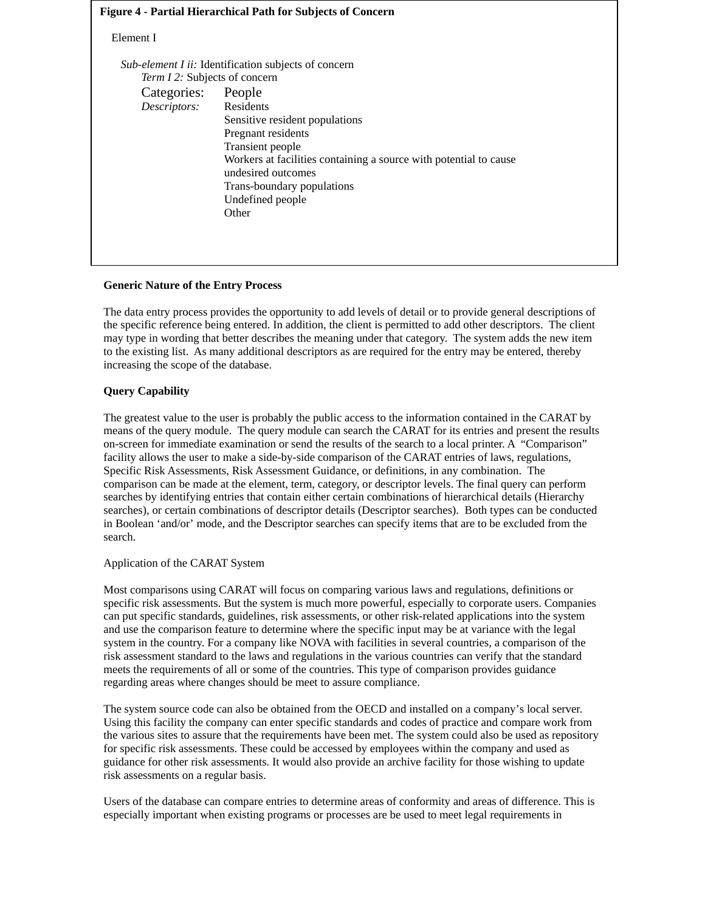**Figure 4 - Partial Hierarchical Path for Subjects of Concern**

Element I

*Sub-element I ii:* Identification subjects of concern

*Term I 2:* Subjects of concern

Categories: People

*Descriptors:*

- Residents
- Sensitive resident populations
- Pregnant residents
- Transient people
- Workers at facilities containing a source with potential to cause undesired outcomes
- Trans-boundary populations
- Undefined people
- Other

**Generic Nature of the Entry Process**

The data entry process provides the opportunity to add levels of detail or to provide general descriptions of the specific reference being entered. In addition, the client is permitted to add other descriptors. The client may type in wording that better describes the meaning under that category. The system adds the new item to the existing list. As many additional descriptors as are required for the entry may be entered, thereby increasing the scope of the database.

**Query Capability**

The greatest value to the user is probably the public access to the information contained in the CARAT by means of the query module. The query module can search the CARAT for its entries and present the results on-screen for immediate examination or send the results of the search to a local printer. A "Comparison" facility allows the user to make a side-by-side comparison of the CARAT entries of laws, regulations, Specific Risk Assessments, Risk Assessment Guidance, or definitions, in any combination. The comparison can be made at the element, term, category, or descriptor levels. The final query can perform searches by identifying entries that contain either certain combinations of hierarchical details (Hierarchy searches), or certain combinations of descriptor details (Descriptor searches). Both types can be conducted in Boolean 'and/or' mode, and the Descriptor searches can specify items that are to be excluded from the search.

Application of the CARAT System

Most comparisons using CARAT will focus on comparing various laws and regulations, definitions or specific risk assessments. But the system is much more powerful, especially to corporate users. Companies can put specific standards, guidelines, risk assessments, or other risk-related applications into the system and use the comparison feature to determine where the specific input may be at variance with the legal system in the country. For a company like NOVA with facilities in several countries, a comparison of the risk assessment standard to the laws and regulations in the various countries can verify that the standard meets the requirements of all or some of the countries. This type of comparison provides guidance regarding areas where changes should be meet to assure compliance.

The system source code can also be obtained from the OECD and installed on a company's local server. Using this facility the company can enter specific standards and codes of practice and compare work from the various sites to assure that the requirements have been met. The system could also be used as repository for specific risk assessments. These could be accessed by employees within the company and used as guidance for other risk assessments. It would also provide an archive facility for those wishing to update risk assessments on a regular basis.

Users of the database can compare entries to determine areas of conformity and areas of difference. This is especially important when existing programs or processes are be used to meet legal requirements in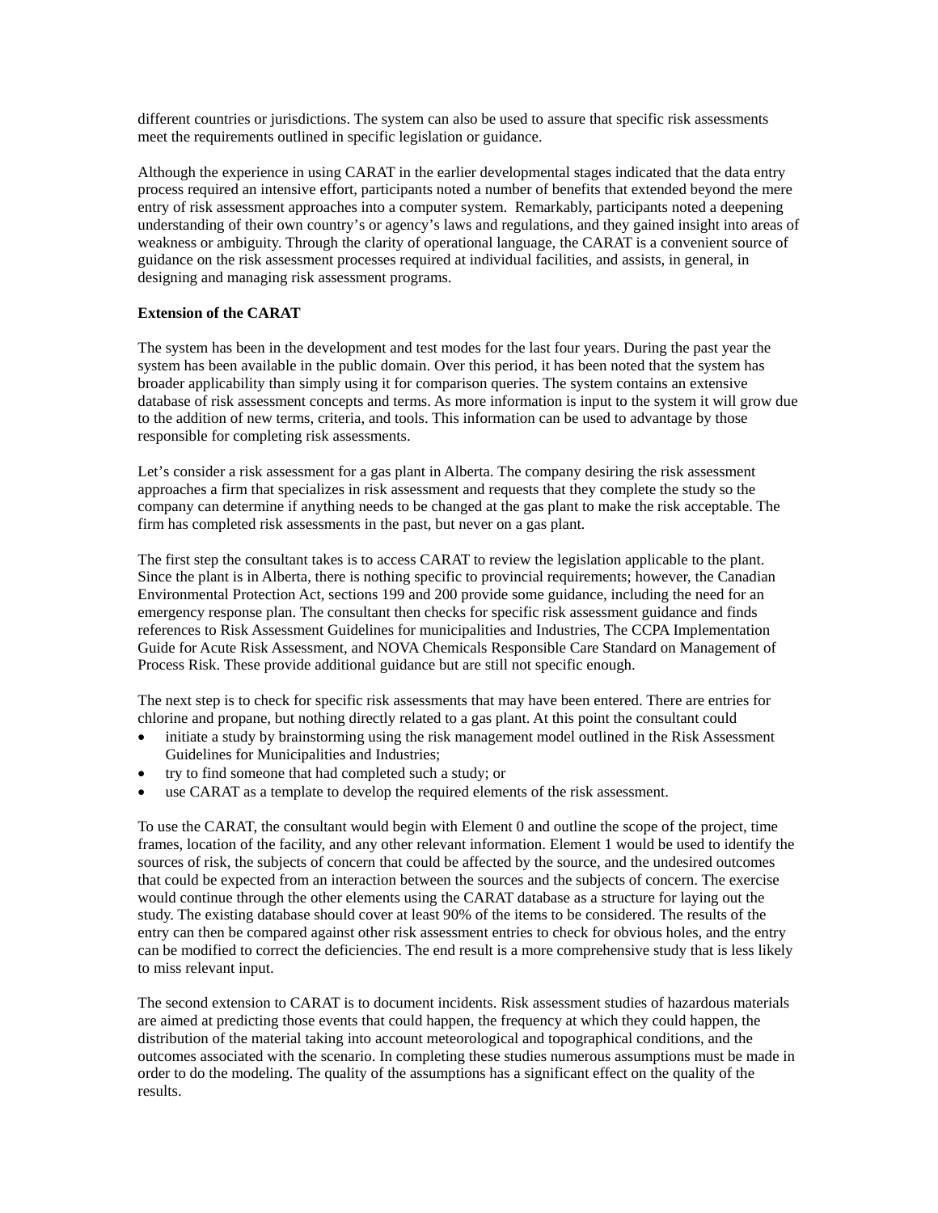different countries or jurisdictions. The system can also be used to assure that specific risk assessments meet the requirements outlined in specific legislation or guidance.

Although the experience in using CARAT in the earlier developmental stages indicated that the data entry process required an intensive effort, participants noted a number of benefits that extended beyond the mere entry of risk assessment approaches into a computer system. Remarkably, participants noted a deepening understanding of their own country's or agency's laws and regulations, and they gained insight into areas of weakness or ambiguity. Through the clarity of operational language, the CARAT is a convenient source of guidance on the risk assessment processes required at individual facilities, and assists, in general, in designing and managing risk assessment programs.

**Extension of the CARAT**

The system has been in the development and test modes for the last four years. During the past year the system has been available in the public domain. Over this period, it has been noted that the system has broader applicability than simply using it for comparison queries. The system contains an extensive database of risk assessment concepts and terms. As more information is input to the system it will grow due to the addition of new terms, criteria, and tools. This information can be used to advantage by those responsible for completing risk assessments.

Let's consider a risk assessment for a gas plant in Alberta. The company desiring the risk assessment approaches a firm that specializes in risk assessment and requests that they complete the study so the company can determine if anything needs to be changed at the gas plant to make the risk acceptable. The firm has completed risk assessments in the past, but never on a gas plant.

The first step the consultant takes is to access CARAT to review the legislation applicable to the plant. Since the plant is in Alberta, there is nothing specific to provincial requirements; however, the Canadian Environmental Protection Act, sections 199 and 200 provide some guidance, including the need for an emergency response plan. The consultant then checks for specific risk assessment guidance and finds references to Risk Assessment Guidelines for municipalities and Industries, The CCPA Implementation Guide for Acute Risk Assessment, and NOVA Chemicals Responsible Care Standard on Management of Process Risk. These provide additional guidance but are still not specific enough.

The next step is to check for specific risk assessments that may have been entered. There are entries for chlorine and propane, but nothing directly related to a gas plant. At this point the consultant could

- initiate a study by brainstorming using the risk management model outlined in the Risk Assessment Guidelines for Municipalities and Industries;
- try to find someone that had completed such a study; or
- use CARAT as a template to develop the required elements of the risk assessment.

To use the CARAT, the consultant would begin with Element 0 and outline the scope of the project, time frames, location of the facility, and any other relevant information. Element 1 would be used to identify the sources of risk, the subjects of concern that could be affected by the source, and the undesired outcomes that could be expected from an interaction between the sources and the subjects of concern. The exercise would continue through the other elements using the CARAT database as a structure for laying out the study. The existing database should cover at least 90% of the items to be considered. The results of the entry can then be compared against other risk assessment entries to check for obvious holes, and the entry can be modified to correct the deficiencies. The end result is a more comprehensive study that is less likely to miss relevant input.

The second extension to CARAT is to document incidents. Risk assessment studies of hazardous materials are aimed at predicting those events that could happen, the frequency at which they could happen, the distribution of the material taking into account meteorological and topographical conditions, and the outcomes associated with the scenario. In completing these studies numerous assumptions must be made in order to do the modeling. The quality of the assumptions has a significant effect on the quality of the results.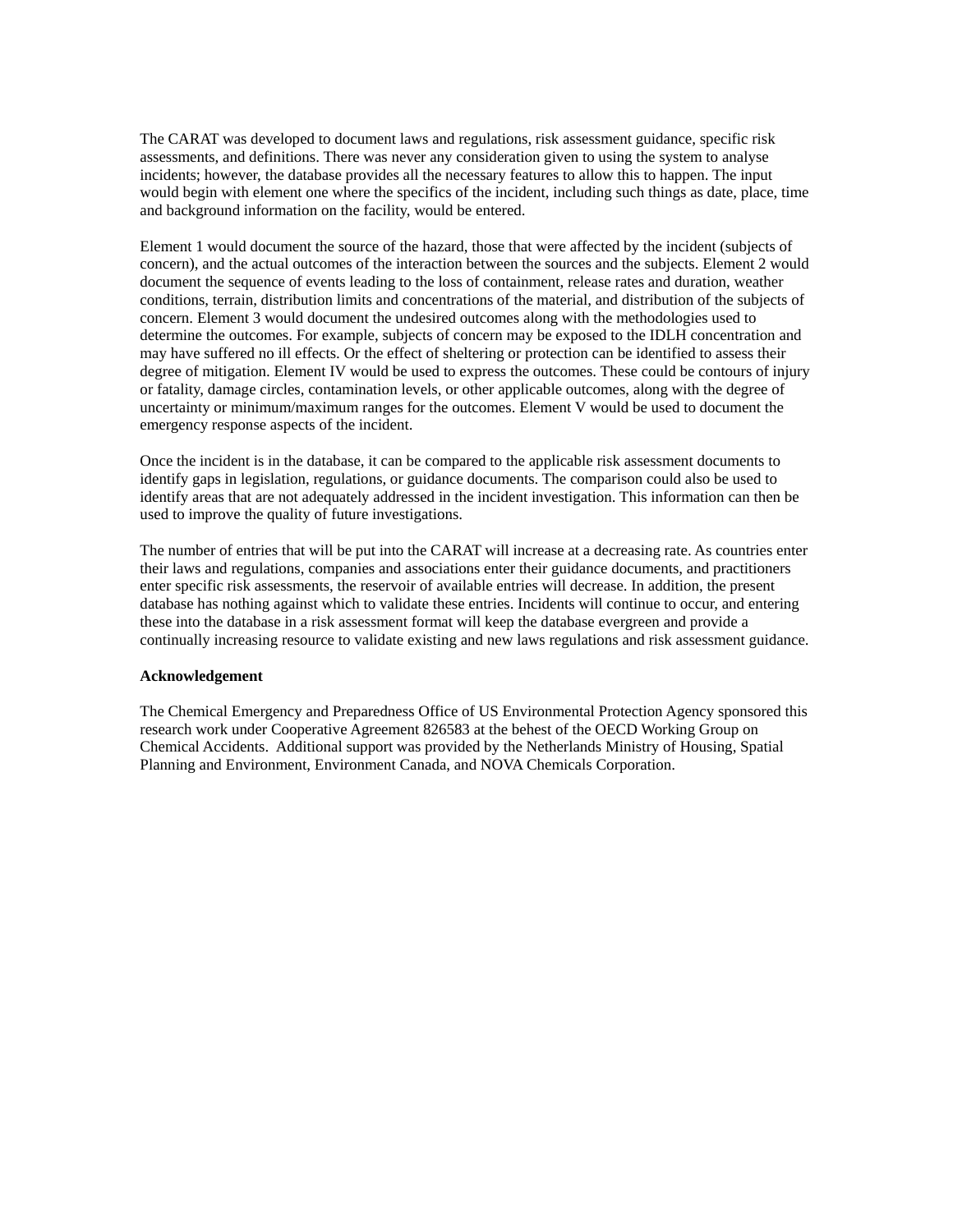The CARAT was developed to document laws and regulations, risk assessment guidance, specific risk assessments, and definitions. There was never any consideration given to using the system to analyse incidents; however, the database provides all the necessary features to allow this to happen. The input would begin with element one where the specifics of the incident, including such things as date, place, time and background information on the facility, would be entered.

Element 1 would document the source of the hazard, those that were affected by the incident (subjects of concern), and the actual outcomes of the interaction between the sources and the subjects. Element 2 would document the sequence of events leading to the loss of containment, release rates and duration, weather conditions, terrain, distribution limits and concentrations of the material, and distribution of the subjects of concern. Element 3 would document the undesired outcomes along with the methodologies used to determine the outcomes. For example, subjects of concern may be exposed to the IDLH concentration and may have suffered no ill effects. Or the effect of sheltering or protection can be identified to assess their degree of mitigation. Element IV would be used to express the outcomes. These could be contours of injury or fatality, damage circles, contamination levels, or other applicable outcomes, along with the degree of uncertainty or minimum/maximum ranges for the outcomes. Element V would be used to document the emergency response aspects of the incident.

Once the incident is in the database, it can be compared to the applicable risk assessment documents to identify gaps in legislation, regulations, or guidance documents. The comparison could also be used to identify areas that are not adequately addressed in the incident investigation. This information can then be used to improve the quality of future investigations.

The number of entries that will be put into the CARAT will increase at a decreasing rate. As countries enter their laws and regulations, companies and associations enter their guidance documents, and practitioners enter specific risk assessments, the reservoir of available entries will decrease. In addition, the present database has nothing against which to validate these entries. Incidents will continue to occur, and entering these into the database in a risk assessment format will keep the database evergreen and provide a continually increasing resource to validate existing and new laws regulations and risk assessment guidance.

**Acknowledgement**

The Chemical Emergency and Preparedness Office of US Environmental Protection Agency sponsored this research work under Cooperative Agreement 826583 at the behest of the OECD Working Group on Chemical Accidents. Additional support was provided by the Netherlands Ministry of Housing, Spatial Planning and Environment, Environment Canada, and NOVA Chemicals Corporation.